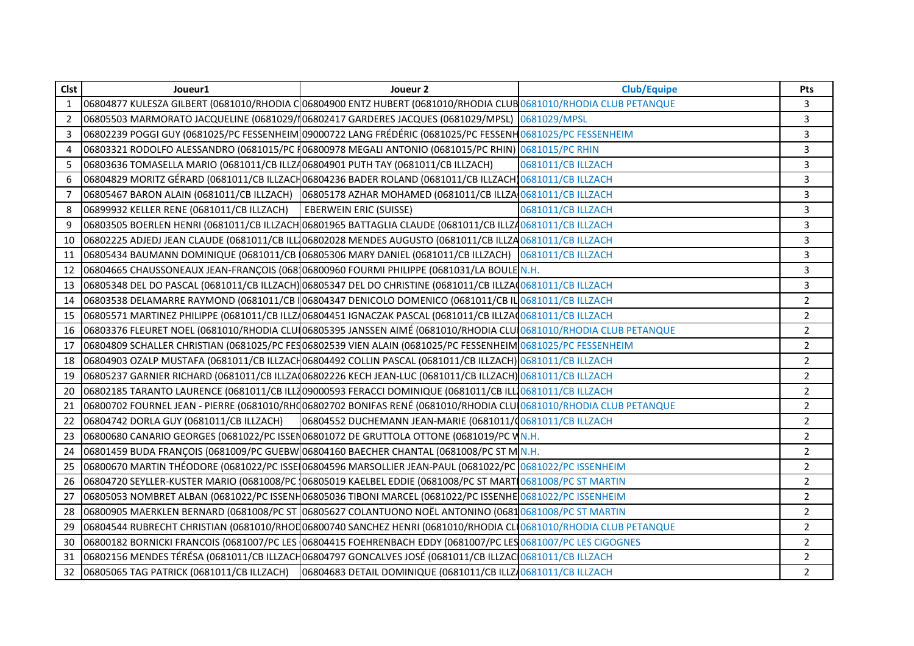| Clst | Joueur1 | Joueur 2 | Club/Equipe | Pts |
|---|---|---|---|---|
| 1 | 06804877 KULESZA GILBERT (0681010/RHODIA C | 06804900 ENTZ HUBERT (0681010/RHODIA CLUB | 0681010/RHODIA CLUB PETANQUE | 3 |
| 2 | 06805503 MARMORATO JACQUELINE (0681029/ | 06802417 GARDERES JACQUES (0681029/MPSL) | 0681029/MPSL | 3 |
| 3 | 06802239 POGGI GUY (0681025/PC FESSENHEIM | 09000722 LANG FRÉDÉRIC (0681025/PC FESSENH | 0681025/PC FESSENHEIM | 3 |
| 4 | 06803321 RODOLFO ALESSANDRO (0681015/PC | 06800978 MEGALI ANTONIO (0681015/PC RHIN) | 0681015/PC RHIN | 3 |
| 5 | 06803636 TOMASELLA MARIO (0681011/CB ILLZA | 06804901 PUTH TAY (0681011/CB ILLZACH) | 0681011/CB ILLZACH | 3 |
| 6 | 06804829 MORITZ GÉRARD (0681011/CB ILLZACH | 06804236 BADER ROLAND (0681011/CB ILLZACH) | 0681011/CB ILLZACH | 3 |
| 7 | 06805467 BARON ALAIN (0681011/CB ILLZACH) | 06805178 AZHAR MOHAMED (0681011/CB ILLZA | 0681011/CB ILLZACH | 3 |
| 8 | 06899932 KELLER RENE (0681011/CB ILLZACH) | EBERWEIN ERIC (SUISSE) | 0681011/CB ILLZACH | 3 |
| 9 | 06803505 BOERLEN HENRI (0681011/CB ILLZACH | 06801965 BATTAGLIA CLAUDE (0681011/CB ILLZA | 0681011/CB ILLZACH | 3 |
| 10 | 06802225 ADJEDJ JEAN CLAUDE (0681011/CB ILL | 06802028 MENDES AUGUSTO (0681011/CB ILLZA | 0681011/CB ILLZACH | 3 |
| 11 | 06805434 BAUMANN DOMINIQUE (0681011/CB | 06805306 MARY DANIEL (0681011/CB ILLZACH) | 0681011/CB ILLZACH | 3 |
| 12 | 06804665 CHAUSSONEAUX JEAN-FRANÇOIS (068 | 06800960 FOURMI PHILIPPE (0681031/LA BOULE | N.H. | 3 |
| 13 | 06805348 DEL DO PASCAL (0681011/CB ILLZACH) | 06805347 DEL DO CHRISTINE (0681011/CB ILLZA | 0681011/CB ILLZACH | 3 |
| 14 | 06803538 DELAMARRE RAYMOND (0681011/CB | 06804347 DENICOLO DOMENICO (0681011/CB IL | 0681011/CB ILLZACH | 2 |
| 15 | 06805571 MARTINEZ PHILIPPE (0681011/CB ILLZ | 06804451 IGNACZAK PASCAL (0681011/CB ILLZA | 0681011/CB ILLZACH | 2 |
| 16 | 06803376 FLEURET NOEL (0681010/RHODIA CLU | 06805395 JANSSEN AIMÉ (0681010/RHODIA CLU | 0681010/RHODIA CLUB PETANQUE | 2 |
| 17 | 06804809 SCHALLER CHRISTIAN (0681025/PC FE | 06802539 VIEN ALAIN (0681025/PC FESSENHEIM | 0681025/PC FESSENHEIM | 2 |
| 18 | 06804903 OZALP MUSTAFA (0681011/CB ILLZACH | 06804492 COLLIN PASCAL (0681011/CB ILLZACH) | 0681011/CB ILLZACH | 2 |
| 19 | 06805237 GARNIER RICHARD (0681011/CB ILLZA | 06802226 KECH JEAN-LUC (0681011/CB ILLZACH) | 0681011/CB ILLZACH | 2 |
| 20 | 06802185 TARANTO LAURENCE (0681011/CB ILL | 09000593 FERACCI DOMINIQUE (0681011/CB ILL | 0681011/CB ILLZACH | 2 |
| 21 | 06800702 FOURNEL JEAN - PIERRE (0681010/RH | 06802702 BONIFAS RENÉ (0681010/RHODIA CLU | 0681010/RHODIA CLUB PETANQUE | 2 |
| 22 | 06804742 DORLA GUY (0681011/CB ILLZACH) | 06804552 DUCHEMANN JEAN-MARIE (0681011/ | 0681011/CB ILLZACH | 2 |
| 23 | 06800680 CANARIO GEORGES (0681022/PC ISSEN | 06801072 DE GRUTTOLA OTTONE (0681019/PC W | N.H. | 2 |
| 24 | 06801459 BUDA FRANÇOIS (0681009/PC GUEBW | 06804160 BAECHER CHANTAL (0681008/PC ST M | N.H. | 2 |
| 25 | 06800670 MARTIN THÉODORE (0681022/PC ISSE | 06804596 MARSOLLIER JEAN-PAUL (0681022/PC | 0681022/PC ISSENHEIM | 2 |
| 26 | 06804720 SEYLLER-KUSTER MARIO (0681008/PC | 06805019 KAELBEL EDDIE (0681008/PC ST MART | 0681008/PC ST MARTIN | 2 |
| 27 | 06805053 NOMBRET ALBAN (0681022/PC ISSENH | 06805036 TIBONI MARCEL (0681022/PC ISSENHE | 0681022/PC ISSENHEIM | 2 |
| 28 | 06800905 MAERKLEN BERNARD (0681008/PC ST | 06805627 COLANTUONO NOËL ANTONINO (0681 | 0681008/PC ST MARTIN | 2 |
| 29 | 06804544 RUBRECHT CHRISTIAN (0681010/RHOD | 06800740 SANCHEZ HENRI (0681010/RHODIA CL | 0681010/RHODIA CLUB PETANQUE | 2 |
| 30 | 06800182 BORNICKI FRANCOIS (0681007/PC LES | 06804415 FOEHRENBACH EDDY (0681007/PC LES | 0681007/PC LES CIGOGNES | 2 |
| 31 | 06802156 MENDES TÉRÉSA (0681011/CB ILLZACH | 06804797 GONCALVES JOSÉ (0681011/CB ILLZAC | 0681011/CB ILLZACH | 2 |
| 32 | 06805065 TAG PATRICK (0681011/CB ILLZACH) | 06804683 DETAIL DOMINIQUE (0681011/CB ILLZ | 0681011/CB ILLZACH | 2 |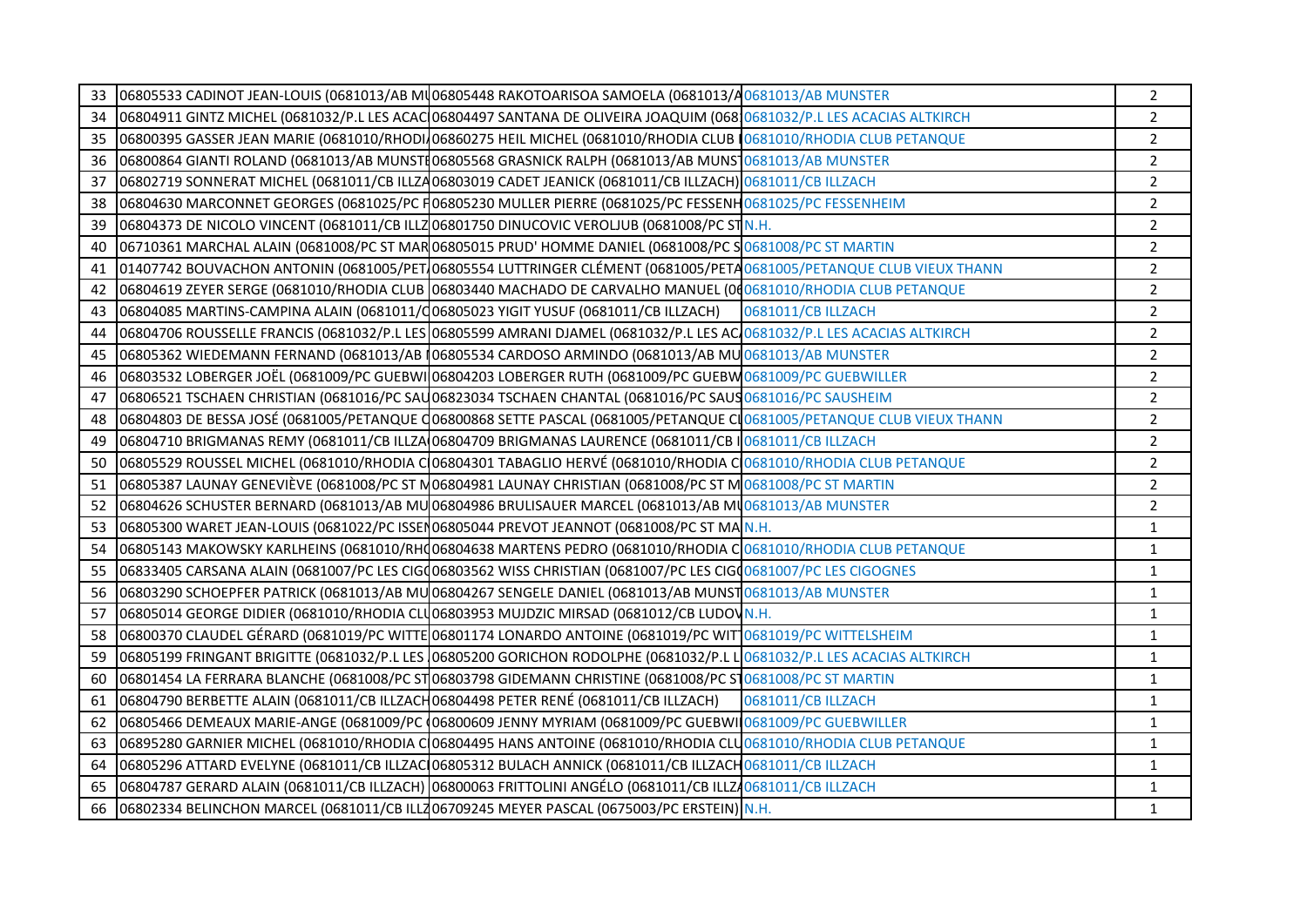| | | | | |
|---|---|---|---|---|
| 33 | 06805533 CADINOT JEAN-LOUIS (0681013/AB MU | 06805448 RAKOTOARISOA SAMOELA (0681013/A | 0681013/AB MUNSTER | 2 |
| 34 | 06804911 GINTZ MICHEL (0681032/P.L LES ACAC | 06804497 SANTANA DE OLIVEIRA JOAQUIM (068 | 0681032/P.L LES ACACIAS ALTKIRCH | 2 |
| 35 | 06800395 GASSER JEAN MARIE (0681010/RHODI | 06860275 HEIL MICHEL (0681010/RHODIA CLUB | 0681010/RHODIA CLUB PETANQUE | 2 |
| 36 | 06800864 GIANTI ROLAND (0681013/AB MUNSTE | 06805568 GRASNICK RALPH (0681013/AB MUNS | 0681013/AB MUNSTER | 2 |
| 37 | 06802719 SONNERAT MICHEL (0681011/CB ILLZA | 06803019 CADET JEANICK (0681011/CB ILLZACH) | 0681011/CB ILLZACH | 2 |
| 38 | 06804630 MARCONNET GEORGES (0681025/PC F | 06805230 MULLER PIERRE (0681025/PC FESSENH | 0681025/PC FESSENHEIM | 2 |
| 39 | 06804373 DE NICOLO VINCENT (0681011/CB ILLZ | 06801750 DINUCOVIC VEROLJUB (0681008/PC ST | N.H. | 2 |
| 40 | 06710361 MARCHAL ALAIN (0681008/PC ST MAR | 06805015 PRUD' HOMME DANIEL (0681008/PC S | 0681008/PC ST MARTIN | 2 |
| 41 | 01407742 BOUVACHON ANTONIN (0681005/PET | 06805554 LUTTRINGER CLÉMENT (0681005/PETA | 0681005/PETANQUE CLUB VIEUX THANN | 2 |
| 42 | 06804619 ZEYER SERGE (0681010/RHODIA CLUB | 06803440 MACHADO DE CARVALHO MANUEL (06 | 0681010/RHODIA CLUB PETANQUE | 2 |
| 43 | 06804085 MARTINS-CAMPINA ALAIN (0681011/C | 06805023 YIGIT YUSUF (0681011/CB ILLZACH) | 0681011/CB ILLZACH | 2 |
| 44 | 06804706 ROUSSELLE FRANCIS (0681032/P.L LES | 06805599 AMRANI DJAMEL (0681032/P.L LES AC | 0681032/P.L LES ACACIAS ALTKIRCH | 2 |
| 45 | 06805362 WIEDEMANN FERNAND (0681013/AB | 06805534 CARDOSO ARMINDO (0681013/AB MU | 0681013/AB MUNSTER | 2 |
| 46 | 06803532 LOBERGER JOËL (0681009/PC GUEBWI | 06804203 LOBERGER RUTH (0681009/PC GUEBW | 0681009/PC GUEBWILLER | 2 |
| 47 | 06806521 TSCHAEN CHRISTIAN (0681016/PC SAU | 06823034 TSCHAEN CHANTAL (0681016/PC SAUS | 0681016/PC SAUSHEIM | 2 |
| 48 | 06804803 DE BESSA JOSÉ (0681005/PETANQUE C | 06800868 SETTE PASCAL (0681005/PETANQUE CL | 0681005/PETANQUE CLUB VIEUX THANN | 2 |
| 49 | 06804710 BRIGMANAS REMY (0681011/CB ILLZA | 06804709 BRIGMANAS LAURENCE (0681011/CB I | 0681011/CB ILLZACH | 2 |
| 50 | 06805529 ROUSSEL MICHEL (0681010/RHODIA C | 06804301 TABAGLIO HERVÉ (0681010/RHODIA C | 0681010/RHODIA CLUB PETANQUE | 2 |
| 51 | 06805387 LAUNAY GENEVIÈVE (0681008/PC ST M | 06804981 LAUNAY CHRISTIAN (0681008/PC ST M | 0681008/PC ST MARTIN | 2 |
| 52 | 06804626 SCHUSTER BERNARD (0681013/AB MU | 06804986 BRULISAUER MARCEL (0681013/AB MU | 0681013/AB MUNSTER | 2 |
| 53 | 06805300 WARET JEAN-LOUIS (0681022/PC ISSEN | 06805044 PREVOT JEANNOT (0681008/PC ST MA | N.H. | 1 |
| 54 | 06805143 MAKOWSKY KARLHEINS (0681010/RHO | 06804638 MARTENS PEDRO (0681010/RHODIA C | 0681010/RHODIA CLUB PETANQUE | 1 |
| 55 | 06833405 CARSANA ALAIN (0681007/PC LES CIGO | 06803562 WISS CHRISTIAN (0681007/PC LES CIGO | 0681007/PC LES CIGOGNES | 1 |
| 56 | 06803290 SCHOEPFER PATRICK (0681013/AB MU | 06804267 SENGELE DANIEL (0681013/AB MUNST | 0681013/AB MUNSTER | 1 |
| 57 | 06805014 GEORGE DIDIER (0681010/RHODIA CLU | 06803953 MUJDZIC MIRSAD (0681012/CB LUDOV | N.H. | 1 |
| 58 | 06800370 CLAUDEL GÉRARD (0681019/PC WITTE | 06801174 LONARDO ANTOINE (0681019/PC WIT | 0681019/PC WITTELSHEIM | 1 |
| 59 | 06805199 FRINGANT BRIGITTE (0681032/P.L LES | 06805200 GORICHON RODOLPHE (0681032/P.L L | 0681032/P.L LES ACACIAS ALTKIRCH | 1 |
| 60 | 06801454 LA FERRARA BLANCHE (0681008/PC ST | 06803798 GIDEMANN CHRISTINE (0681008/PC ST | 0681008/PC ST MARTIN | 1 |
| 61 | 06804790 BERBETTE ALAIN (0681011/CB ILLZACH | 06804498 PETER RENÉ (0681011/CB ILLZACH) | 0681011/CB ILLZACH | 1 |
| 62 | 06805466 DEMEAUX MARIE-ANGE (0681009/PC | 06800609 JENNY MYRIAM (0681009/PC GUEBWI | 0681009/PC GUEBWILLER | 1 |
| 63 | 06895280 GARNIER MICHEL (0681010/RHODIA C | 06804495 HANS ANTOINE (0681010/RHODIA CLU | 0681010/RHODIA CLUB PETANQUE | 1 |
| 64 | 06805296 ATTARD EVELYNE (0681011/CB ILLZAC | 06805312 BULACH ANNICK (0681011/CB ILLZACH | 0681011/CB ILLZACH | 1 |
| 65 | 06804787 GERARD ALAIN (0681011/CB ILLZACH) | 06800063 FRITTOLINI ANGÉLO (0681011/CB ILLZA | 0681011/CB ILLZACH | 1 |
| 66 | 06802334 BELINCHON MARCEL (0681011/CB ILLZ | 06709245 MEYER PASCAL (0675003/PC ERSTEIN) | N.H. | 1 |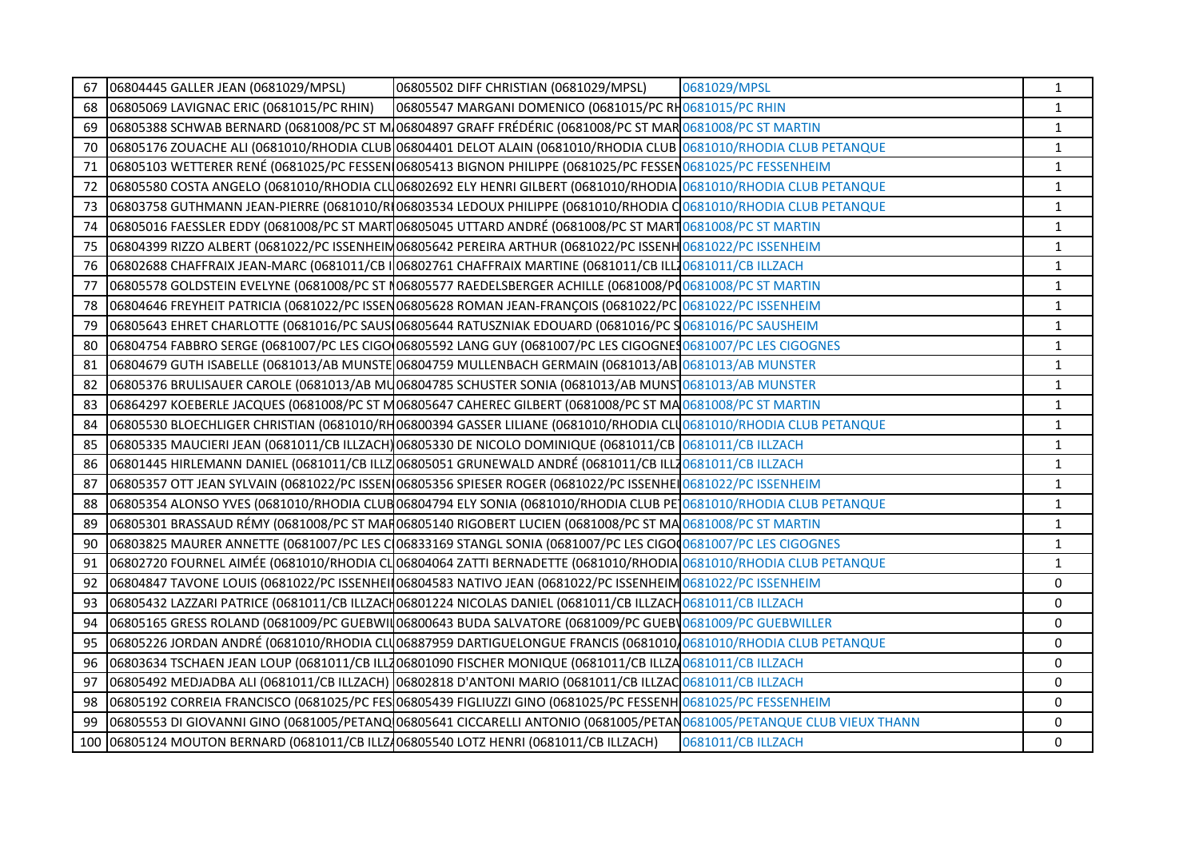| | | | | |
|---|---|---|---|---|
| 67 | 06804445 GALLER JEAN (0681029/MPSL) | 06805502 DIFF CHRISTIAN (0681029/MPSL) | 0681029/MPSL | 1 |
| 68 | 06805069 LAVIGNAC ERIC (0681015/PC RHIN) | 06805547 MARGANI DOMENICO (0681015/PC RH | 0681015/PC RHIN | 1 |
| 69 | 06805388 SCHWAB BERNARD (0681008/PC ST M | 06804897 GRAFF FRÉDÉRIC (0681008/PC ST MAR | 0681008/PC ST MARTIN | 1 |
| 70 | 06805176 ZOUACHE ALI (0681010/RHODIA CLUB | 06804401 DELOT ALAIN (0681010/RHODIA CLUB | 0681010/RHODIA CLUB PETANQUE | 1 |
| 71 | 06805103 WETTERER RENÉ (0681025/PC FESSEN | 06805413 BIGNON PHILIPPE (0681025/PC FESSEN | 0681025/PC FESSENHEIM | 1 |
| 72 | 06805580 COSTA ANGELO (0681010/RHODIA CLU | 06802692 ELY HENRI GILBERT (0681010/RHODIA | 0681010/RHODIA CLUB PETANQUE | 1 |
| 73 | 06803758 GUTHMANN JEAN-PIERRE (0681010/RI | 06803534 LEDOUX PHILIPPE (0681010/RHODIA C | 0681010/RHODIA CLUB PETANQUE | 1 |
| 74 | 06805016 FAESSLER EDDY (0681008/PC ST MART | 06805045 UTTARD ANDRÉ (0681008/PC ST MART | 0681008/PC ST MARTIN | 1 |
| 75 | 06804399 RIZZO ALBERT (0681022/PC ISSENHEIM | 06805642 PEREIRA ARTHUR (0681022/PC ISSENH | 0681022/PC ISSENHEIM | 1 |
| 76 | 06802688 CHAFFRAIX JEAN-MARC (0681011/CB I | 06802761 CHAFFRAIX MARTINE (0681011/CB ILL | 0681011/CB ILLZACH | 1 |
| 77 | 06805578 GOLDSTEIN EVELYNE (0681008/PC ST M | 06805577 RAEDELSBERGER ACHILLE (0681008/PC | 0681008/PC ST MARTIN | 1 |
| 78 | 06804646 FREYHEIT PATRICIA (0681022/PC ISSEN | 06805628 ROMAN JEAN-FRANÇOIS (0681022/PC | 0681022/PC ISSENHEIM | 1 |
| 79 | 06805643 EHRET CHARLOTTE (0681016/PC SAUS | 06805644 RATUSZNIAK EDOUARD (0681016/PC S | 0681016/PC SAUSHEIM | 1 |
| 80 | 06804754 FABBRO SERGE (0681007/PC LES CIGO | 06805592 LANG GUY (0681007/PC LES CIGOGNES | 0681007/PC LES CIGOGNES | 1 |
| 81 | 06804679 GUTH ISABELLE (0681013/AB MUNSTE | 06804759 MULLENBACH GERMAIN (0681013/AB | 0681013/AB MUNSTER | 1 |
| 82 | 06805376 BRULISAUER CAROLE (0681013/AB MU | 06804785 SCHUSTER SONIA (0681013/AB MUNS | 0681013/AB MUNSTER | 1 |
| 83 | 06864297 KOEBERLE JACQUES (0681008/PC ST M | 06805647 CAHEREC GILBERT (0681008/PC ST MA | 0681008/PC ST MARTIN | 1 |
| 84 | 06805530 BLOECHLIGER CHRISTIAN (0681010/RH | 06800394 GASSER LILIANE (0681010/RHODIA CLU | 0681010/RHODIA CLUB PETANQUE | 1 |
| 85 | 06805335 MAUCIERI JEAN (0681011/CB ILLZACH) | 06805330 DE NICOLO DOMINIQUE (0681011/CB | 0681011/CB ILLZACH | 1 |
| 86 | 06801445 HIRLEMANN DANIEL (0681011/CB ILLZ | 06805051 GRUNEWALD ANDRÉ (0681011/CB ILLZ | 0681011/CB ILLZACH | 1 |
| 87 | 06805357 OTT JEAN SYLVAIN (0681022/PC ISSEN | 06805356 SPIESER ROGER (0681022/PC ISSENHE | 0681022/PC ISSENHEIM | 1 |
| 88 | 06805354 ALONSO YVES (0681010/RHODIA CLUB | 06804794 ELY SONIA (0681010/RHODIA CLUB PE | 0681010/RHODIA CLUB PETANQUE | 1 |
| 89 | 06805301 BRASSAUD RÉMY (0681008/PC ST MAR | 06805140 RIGOBERT LUCIEN (0681008/PC ST MA | 0681008/PC ST MARTIN | 1 |
| 90 | 06803825 MAURER ANNETTE (0681007/PC LES C | 06833169 STANGL SONIA (0681007/PC LES CIGO | 0681007/PC LES CIGOGNES | 1 |
| 91 | 06802720 FOURNEL AIMÉE (0681010/RHODIA CL | 06804064 ZATTI BERNADETTE (0681010/RHODIA | 0681010/RHODIA CLUB PETANQUE | 1 |
| 92 | 06804847 TAVONE LOUIS (0681022/PC ISSENHEI | 06804583 NATIVO JEAN (0681022/PC ISSENHEIM | 0681022/PC ISSENHEIM | 0 |
| 93 | 06805432 LAZZARI PATRICE (0681011/CB ILLZACH | 06801224 NICOLAS DANIEL (0681011/CB ILLZACH | 0681011/CB ILLZACH | 0 |
| 94 | 06805165 GRESS ROLAND (0681009/PC GUEBWIL | 06800643 BUDA SALVATORE (0681009/PC GUEBW | 0681009/PC GUEBWILLER | 0 |
| 95 | 06805226 JORDAN ANDRÉ (0681010/RHODIA CLU | 06887959 DARTIGUELONGUE FRANCIS (0681010/ | 0681010/RHODIA CLUB PETANQUE | 0 |
| 96 | 06803634 TSCHAEN JEAN LOUP (0681011/CB ILLZ | 06801090 FISCHER MONIQUE (0681011/CB ILLZA | 0681011/CB ILLZACH | 0 |
| 97 | 06805492 MEDJADBA ALI (0681011/CB ILLZACH) | 06802818 D'ANTONI MARIO (0681011/CB ILLZAC | 0681011/CB ILLZACH | 0 |
| 98 | 06805192 CORREIA FRANCISCO (0681025/PC FES | 06805439 FIGLIUZZI GINO (0681025/PC FESSENH | 0681025/PC FESSENHEIM | 0 |
| 99 | 06805553 DI GIOVANNI GINO (0681005/PETANQ | 06805641 CICCARELLI ANTONIO (0681005/PETAN | 0681005/PETANQUE CLUB VIEUX THANN | 0 |
| 100 | 06805124 MOUTON BERNARD (0681011/CB ILLZ | 06805540 LOTZ HENRI (0681011/CB ILLZACH) | 0681011/CB ILLZACH | 0 |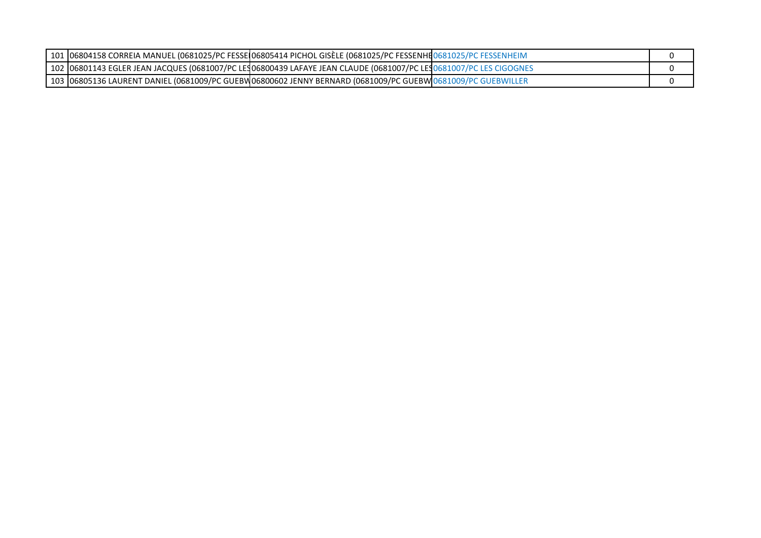| | | | | |
|---|---|---|---|---|
| 101 | 06804158 CORREIA MANUEL (0681025/PC FESSE | 06805414 PICHOL GISÈLE (0681025/PC FESSENHE | 0681025/PC FESSENHEIM | 0 |
| 102 | 06801143 EGLER JEAN JACQUES (0681007/PC LES | 06800439 LAFAYE JEAN CLAUDE (0681007/PC LES | 0681007/PC LES CIGOGNES | 0 |
| 103 | 06805136 LAURENT DANIEL (0681009/PC GUEBW | 06800602 JENNY BERNARD (0681009/PC GUEBW | 0681009/PC GUEBWILLER | 0 |